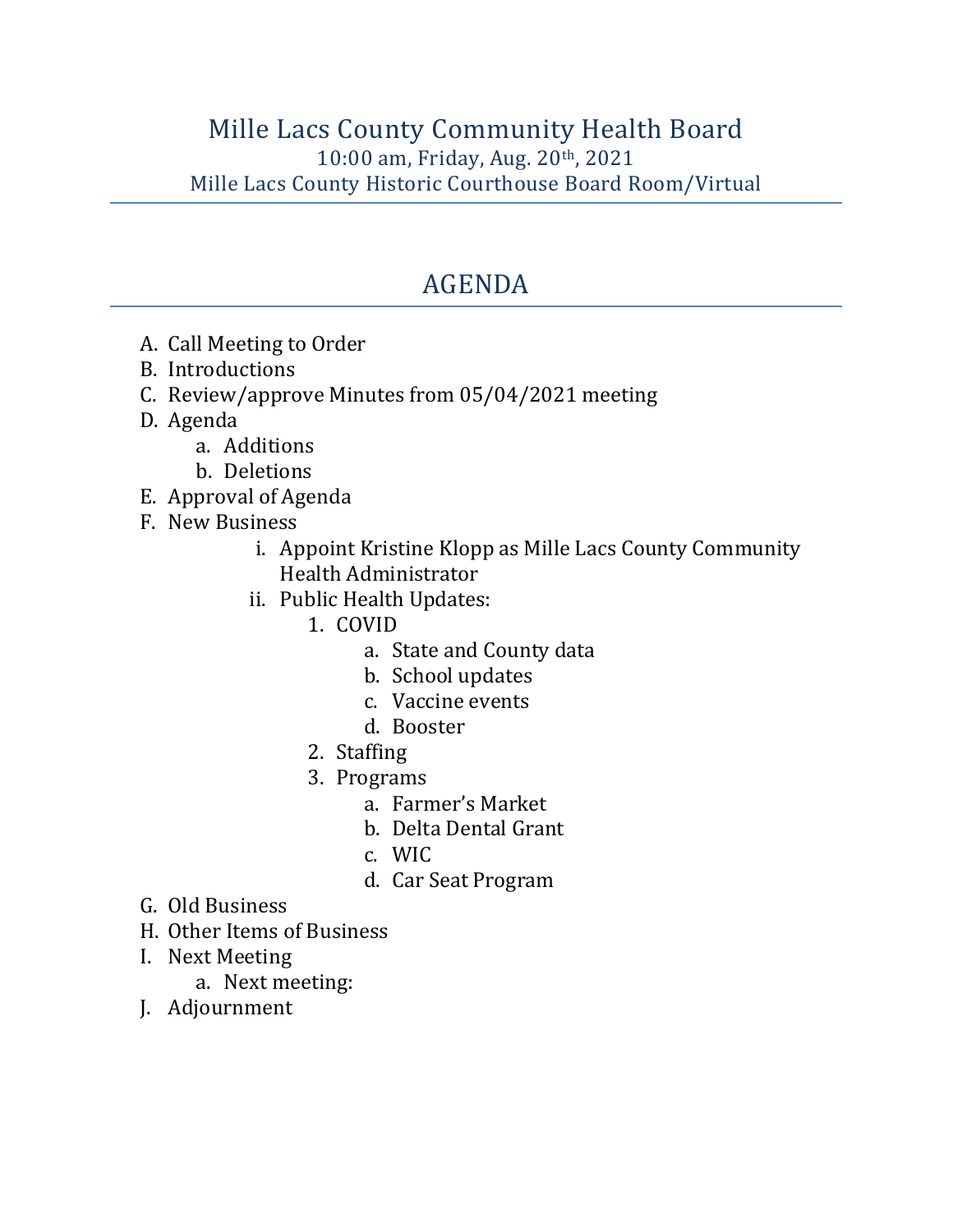# Mille Lacs County Community Health Board

10:00 am, Friday, Aug. 20th, 2021

Mille Lacs County Historic Courthouse Board Room/Virtual

## AGENDA

A. Call Meeting to Order
B. Introductions
C. Review/approve Minutes from 05/04/2021 meeting
D. Agenda
   a. Additions
   b. Deletions
E. Approval of Agenda
F. New Business
   i. Appoint Kristine Klopp as Mille Lacs County Community Health Administrator
   ii. Public Health Updates:
      1. COVID
         a. State and County data
         b. School updates
         c. Vaccine events
         d. Booster
      2. Staffing
      3. Programs
         a. Farmer's Market
         b. Delta Dental Grant
         c. WIC
         d. Car Seat Program
G. Old Business
H. Other Items of Business
I. Next Meeting
   a. Next meeting:
J. Adjournment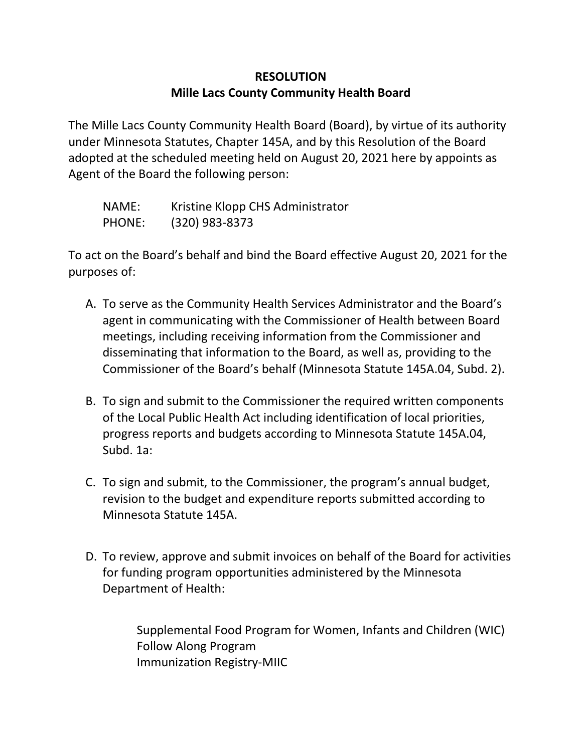**RESOLUTION**
**Mille Lacs County Community Health Board**

The Mille Lacs County Community Health Board (Board), by virtue of its authority under Minnesota Statutes, Chapter 145A, and by this Resolution of the Board adopted at the scheduled meeting held on August 20, 2021 here by appoints as Agent of the Board the following person:

NAME: Kristine Klopp CHS Administrator
PHONE: (320) 983-8373

To act on the Board's behalf and bind the Board effective August 20, 2021 for the purposes of:

A. To serve as the Community Health Services Administrator and the Board's agent in communicating with the Commissioner of Health between Board meetings, including receiving information from the Commissioner and disseminating that information to the Board, as well as, providing to the Commissioner of the Board's behalf (Minnesota Statute 145A.04, Subd. 2).

B. To sign and submit to the Commissioner the required written components of the Local Public Health Act including identification of local priorities, progress reports and budgets according to Minnesota Statute 145A.04, Subd. 1a:

C. To sign and submit, to the Commissioner, the program's annual budget, revision to the budget and expenditure reports submitted according to Minnesota Statute 145A.

D. To review, approve and submit invoices on behalf of the Board for activities for funding program opportunities administered by the Minnesota Department of Health:

    Supplemental Food Program for Women, Infants and Children (WIC)
    Follow Along Program
    Immunization Registry-MIIC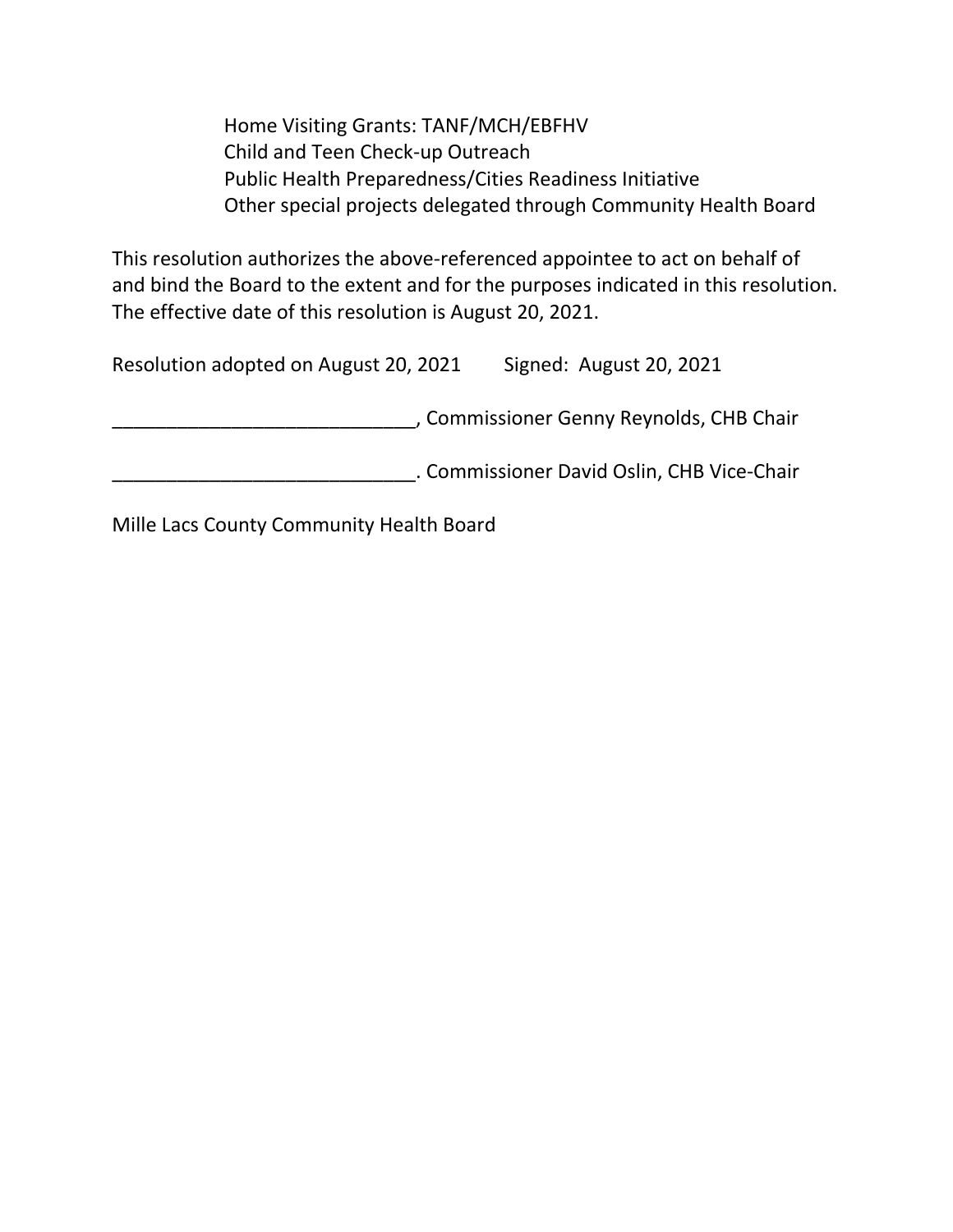Home Visiting Grants: TANF/MCH/EBFHV
Child and Teen Check-up Outreach
Public Health Preparedness/Cities Readiness Initiative
Other special projects delegated through Community Health Board

This resolution authorizes the above-referenced appointee to act on behalf of and bind the Board to the extent and for the purposes indicated in this resolution. The effective date of this resolution is August 20, 2021.

Resolution adopted on August 20, 2021     Signed: August 20, 2021

____________________________, Commissioner Genny Reynolds, CHB Chair

____________________________. Commissioner David Oslin, CHB Vice-Chair

Mille Lacs County Community Health Board